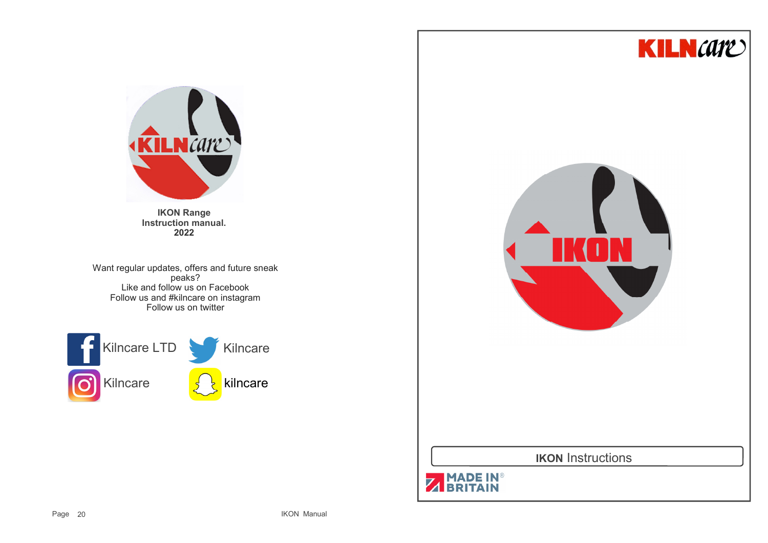**IKON Range**
**Instruction manual.**
**2022**

Want regular updates, offers and future sneak peaks?
Like and follow us on Facebook
Follow us and #kilncare on instagram
Follow us on twitter

Kilncare LTD

Kilncare

Kilncare

kilncare

KILNcare

IKON

**IKON** Instructions

MADE IN® BRITAIN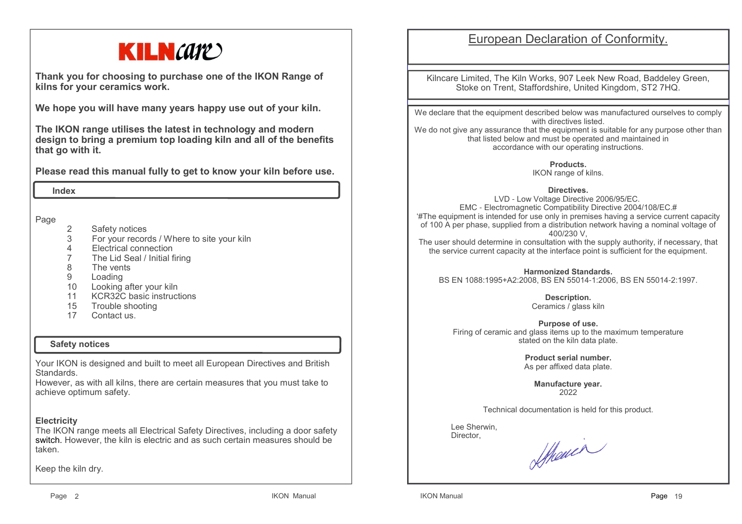# KILNcare

**Thank you for choosing to purchase one of the IKON Range of kilns for your ceramics work.**

**We hope you will have many years happy use out of your kiln.**

**The IKON range utilises the latest in technology and modern design to bring a premium top loading kiln and all of the benefits that go with it.**

**Please read this manual fully to get to know your kiln before use.**

## Index

| Page | |
|---|---|
| 2 | Safety notices |
| 3 | For your records / Where to site your kiln |
| 4 | Electrical connection |
| 7 | The Lid Seal / Initial firing |
| 8 | The vents |
| 9 | Loading |
| 10 | Looking after your kiln |
| 11 | KCR32C basic instructions |
| 15 | Trouble shooting |
| 17 | Contact us. |

## Safety notices

Your IKON is designed and built to meet all European Directives and British Standards.
However, as with all kilns, there are certain measures that you must take to achieve optimum safety.

**Electricity**
The IKON range meets all Electrical Safety Directives, including a door safety switch. However, the kiln is electric and as such certain measures should be taken.

Keep the kiln dry.

# European Declaration of Conformity.

Kilncare Limited, The Kiln Works, 907 Leek New Road, Baddeley Green, Stoke on Trent, Staffordshire, United Kingdom, ST2 7HQ.

We declare that the equipment described below was manufactured ourselves to comply with directives listed.
We do not give any assurance that the equipment is suitable for any purpose other than that listed below and must be operated and maintained in accordance with our operating instructions.

**Products.**
IKON range of kilns.

**Directives.**
LVD - Low Voltage Directive 2006/95/EC.
EMC - Electromagnetic Compatibility Directive 2004/108/EC.#
'#The equipment is intended for use only in premises having a service current capacity of 100 A per phase, supplied from a distribution network having a nominal voltage of 400/230 V,
The user should determine in consultation with the supply authority, if necessary, that the service current capacity at the interface point is sufficient for the equipment.

**Harmonized Standards.**
BS EN 1088:1995+A2:2008, BS EN 55014-1:2006, BS EN 55014-2:1997.

**Description.**
Ceramics / glass kiln

**Purpose of use.**
Firing of ceramic and glass items up to the maximum temperature stated on the kiln data plate.

**Product serial number.**
As per affixed data plate.

**Manufacture year.**
2022

Technical documentation is held for this product.

Lee Sherwin,
Director,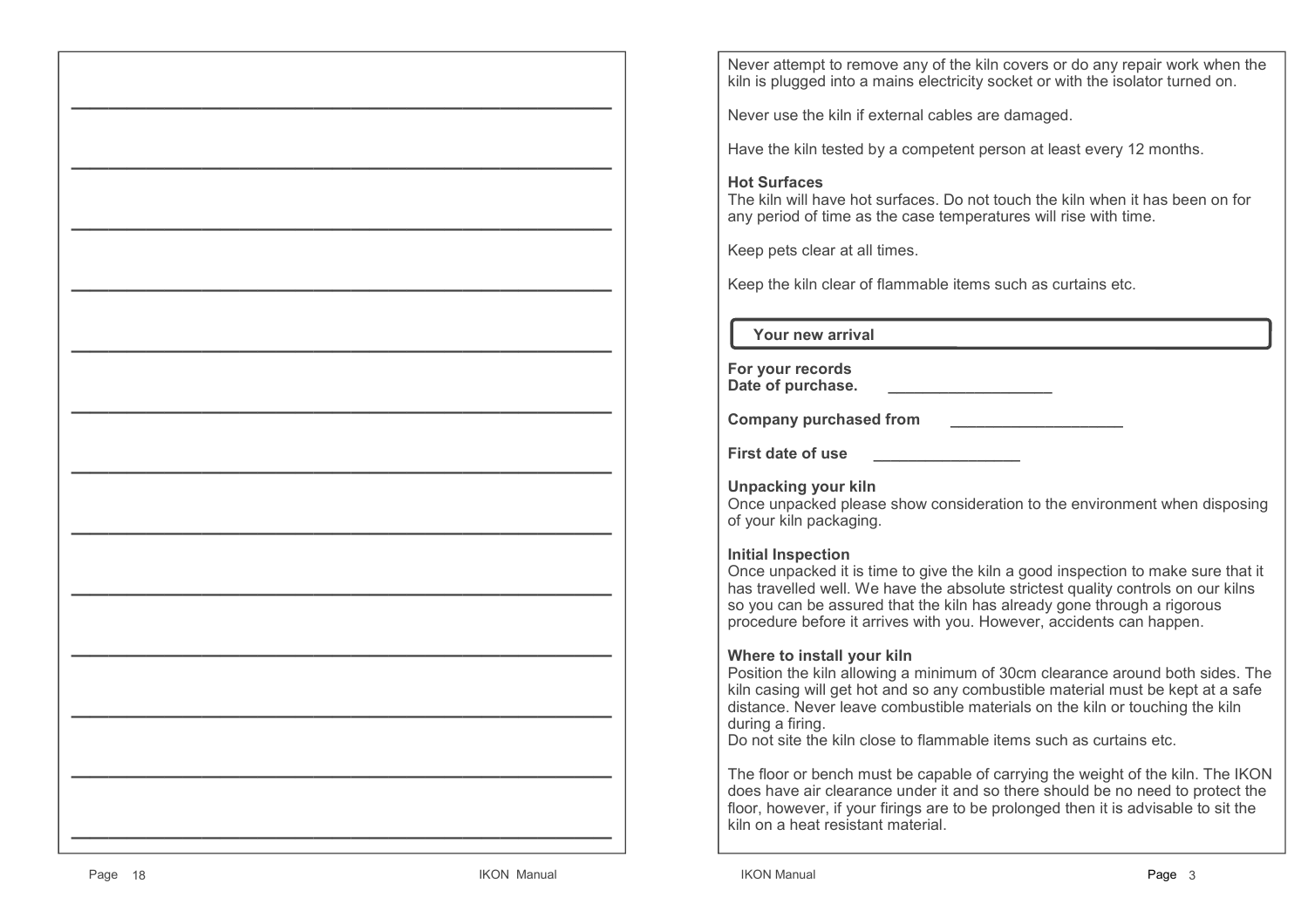Never attempt to remove any of the kiln covers or do any repair work when the kiln is plugged into a mains electricity socket or with the isolator turned on.

Never use the kiln if external cables are damaged.

Have the kiln tested by a competent person at least every 12 months.

**Hot Surfaces**
The kiln will have hot surfaces. Do not touch the kiln when it has been on for any period of time as the case temperatures will rise with time.

Keep pets clear at all times.

Keep the kiln clear of flammable items such as curtains etc.

## Your new arrival

**For your records**
**Date of purchase.** ___________________

**Company purchased from** ____________________

**First date of use** _________________

**Unpacking your kiln**
Once unpacked please show consideration to the environment when disposing of your kiln packaging.

**Initial Inspection**
Once unpacked it is time to give the kiln a good inspection to make sure that it has travelled well. We have the absolute strictest quality controls on our kilns so you can be assured that the kiln has already gone through a rigorous procedure before it arrives with you. However, accidents can happen.

**Where to install your kiln**
Position the kiln allowing a minimum of 30cm clearance around both sides. The kiln casing will get hot and so any combustible material must be kept at a safe distance. Never leave combustible materials on the kiln or touching the kiln during a firing.
Do not site the kiln close to flammable items such as curtains etc.

The floor or bench must be capable of carrying the weight of the kiln. The IKON does have air clearance under it and so there should be no need to protect the floor, however, if your firings are to be prolonged then it is advisable to sit the kiln on a heat resistant material.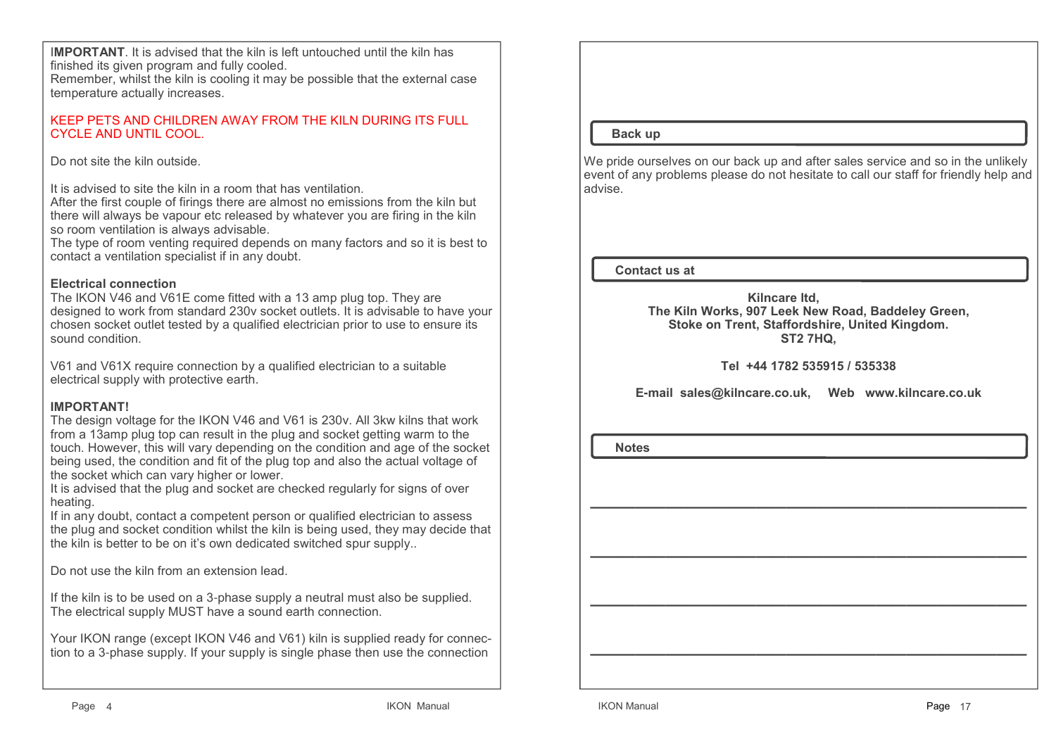**IMPORTANT**. It is advised that the kiln is left untouched until the kiln has finished its given program and fully cooled.
Remember, whilst the kiln is cooling it may be possible that the external case temperature actually increases.

KEEP PETS AND CHILDREN AWAY FROM THE KILN DURING ITS FULL CYCLE AND UNTIL COOL.

Do not site the kiln outside.

It is advised to site the kiln in a room that has ventilation.
After the first couple of firings there are almost no emissions from the kiln but there will always be vapour etc released by whatever you are firing in the kiln so room ventilation is always advisable.
The type of room venting required depends on many factors and so it is best to contact a ventilation specialist if in any doubt.

**Electrical connection**
The IKON V46 and V61E come fitted with a 13 amp plug top. They are designed to work from standard 230v socket outlets. It is advisable to have your chosen socket outlet tested by a qualified electrician prior to use to ensure its sound condition.

V61 and V61X require connection by a qualified electrician to a suitable electrical supply with protective earth.

**IMPORTANT!**
The design voltage for the IKON V46 and V61 is 230v. All 3kw kilns that work from a 13amp plug top can result in the plug and socket getting warm to the touch. However, this will vary depending on the condition and age of the socket being used, the condition and fit of the plug top and also the actual voltage of the socket which can vary higher or lower.
It is advised that the plug and socket are checked regularly for signs of over heating.
If in any doubt, contact a competent person or qualified electrician to assess the plug and socket condition whilst the kiln is being used, they may decide that the kiln is better to be on it's own dedicated switched spur supply..

Do not use the kiln from an extension lead.

If the kiln is to be used on a 3-phase supply a neutral must also be supplied.
The electrical supply MUST have a sound earth connection.

Your IKON range (except IKON V46 and V61) kiln is supplied ready for connection to a 3-phase supply. If your supply is single phase then use the connection

## Back up

We pride ourselves on our back up and after sales service and so in the unlikely event of any problems please do not hesitate to call our staff for friendly help and advise.

## Contact us at

**Kilncare ltd,**
**The Kiln Works, 907 Leek New Road, Baddeley Green,**
**Stoke on Trent, Staffordshire, United Kingdom.**
**ST2 7HQ,**

**Tel +44 1782 535915 / 535338**

**E-mail sales@kilncare.co.uk, Web www.kilncare.co.uk**

## Notes

______________________________________________

______________________________________________

______________________________________________

______________________________________________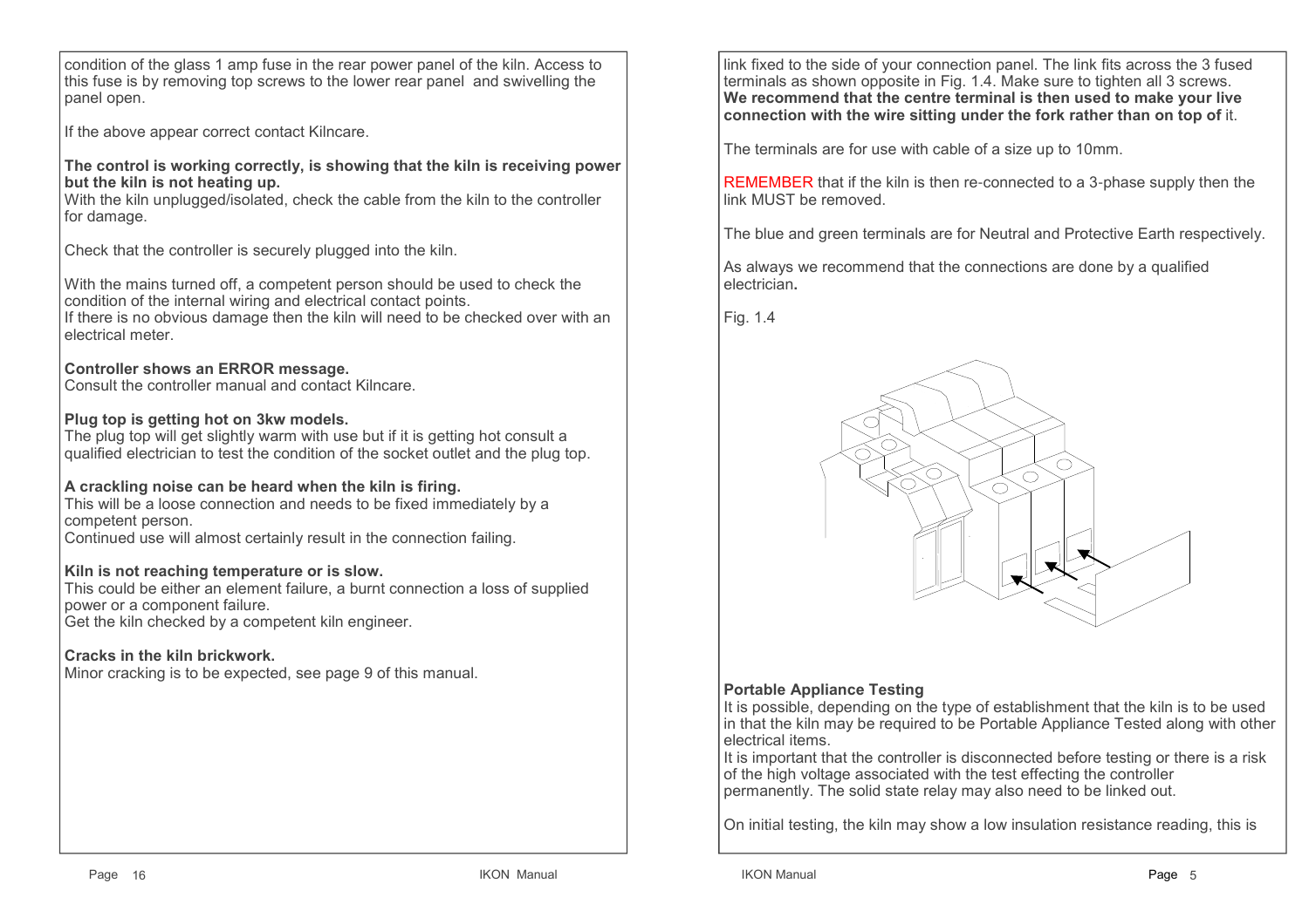condition of the glass 1 amp fuse in the rear power panel of the kiln. Access to this fuse is by removing top screws to the lower rear panel and swivelling the panel open.

If the above appear correct contact Kilncare.

**The control is working correctly, is showing that the kiln is receiving power but the kiln is not heating up.**
With the kiln unplugged/isolated, check the cable from the kiln to the controller for damage.

Check that the controller is securely plugged into the kiln.

With the mains turned off, a competent person should be used to check the condition of the internal wiring and electrical contact points.
If there is no obvious damage then the kiln will need to be checked over with an electrical meter.

**Controller shows an ERROR message.**
Consult the controller manual and contact Kilncare.

**Plug top is getting hot on 3kw models.**
The plug top will get slightly warm with use but if it is getting hot consult a qualified electrician to test the condition of the socket outlet and the plug top.

**A crackling noise can be heard when the kiln is firing.**
This will be a loose connection and needs to be fixed immediately by a competent person.
Continued use will almost certainly result in the connection failing.

**Kiln is not reaching temperature or is slow.**
This could be either an element failure, a burnt connection a loss of supplied power or a component failure.
Get the kiln checked by a competent kiln engineer.

**Cracks in the kiln brickwork.**
Minor cracking is to be expected, see page 9 of this manual.

link fixed to the side of your connection panel. The link fits across the 3 fused terminals as shown opposite in Fig. 1.4. Make sure to tighten all 3 screws.
**We recommend that the centre terminal is then used to make your live connection with the wire sitting under the fork rather than on top of** it.

The terminals are for use with cable of a size up to 10mm.

REMEMBER that if the kiln is then re-connected to a 3-phase supply then the link MUST be removed.

The blue and green terminals are for Neutral and Protective Earth respectively.

As always we recommend that the connections are done by a qualified electrician**.**

Fig. 1.4

**Portable Appliance Testing**
It is possible, depending on the type of establishment that the kiln is to be used in that the kiln may be required to be Portable Appliance Tested along with other electrical items.
It is important that the controller is disconnected before testing or there is a risk of the high voltage associated with the test effecting the controller permanently. The solid state relay may also need to be linked out.

On initial testing, the kiln may show a low insulation resistance reading, this is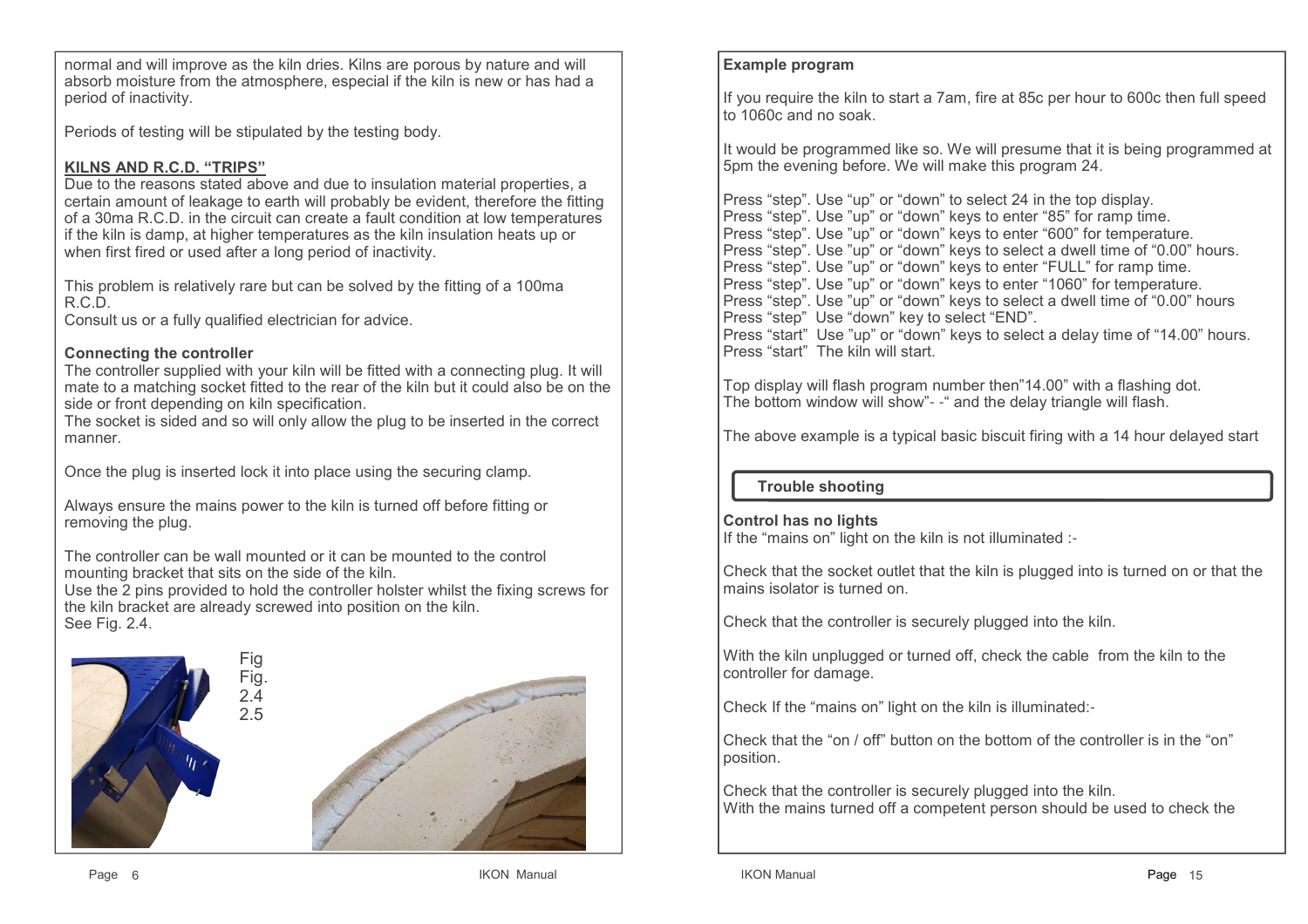normal and will improve as the kiln dries. Kilns are porous by nature and will absorb moisture from the atmosphere, especial if the kiln is new or has had a period of inactivity.

Periods of testing will be stipulated by the testing body.

**KILNS AND R.C.D. "TRIPS"**

Due to the reasons stated above and due to insulation material properties, a certain amount of leakage to earth will probably be evident, therefore the fitting of a 30ma R.C.D. in the circuit can create a fault condition at low temperatures if the kiln is damp, at higher temperatures as the kiln insulation heats up or when first fired or used after a long period of inactivity.

This problem is relatively rare but can be solved by the fitting of a 100ma R.C.D.
Consult us or a fully qualified electrician for advice.

**Connecting the controller**

The controller supplied with your kiln will be fitted with a connecting plug. It will mate to a matching socket fitted to the rear of the kiln but it could also be on the side or front depending on kiln specification.
The socket is sided and so will only allow the plug to be inserted in the correct manner.

Once the plug is inserted lock it into place using the securing clamp.

Always ensure the mains power to the kiln is turned off before fitting or removing the plug.

The controller can be wall mounted or it can be mounted to the control mounting bracket that sits on the side of the kiln.
Use the 2 pins provided to hold the controller holster whilst the fixing screws for the kiln bracket are already screwed into position on the kiln.
See Fig. 2.4.

Fig 2.4

Fig. 2.5

**Example program**

If you require the kiln to start a 7am, fire at 85c per hour to 600c then full speed to 1060c and no soak.

It would be programmed like so. We will presume that it is being programmed at 5pm the evening before. We will make this program 24.

Press "step". Use "up" or "down" to select 24 in the top display.
Press "step". Use "up" or "down" keys to enter "85" for ramp time.
Press "step". Use "up" or "down" keys to enter "600" for temperature.
Press "step". Use "up" or "down" keys to select a dwell time of "0.00" hours.
Press "step". Use "up" or "down" keys to enter "FULL" for ramp time.
Press "step". Use "up" or "down" keys to enter "1060" for temperature.
Press "step". Use "up" or "down" keys to select a dwell time of "0.00" hours
Press "step" Use "down" key to select "END".
Press "start" Use "up" or "down" keys to select a delay time of "14.00" hours.
Press "start" The kiln will start.

Top display will flash program number then"14.00" with a flashing dot.
The bottom window will show"- -" and the delay triangle will flash.

The above example is a typical basic biscuit firing with a 14 hour delayed start

## Trouble shooting

**Control has no lights**

If the "mains on" light on the kiln is not illuminated :-

Check that the socket outlet that the kiln is plugged into is turned on or that the mains isolator is turned on.

Check that the controller is securely plugged into the kiln.

With the kiln unplugged or turned off, check the cable from the kiln to the controller for damage.

Check If the "mains on" light on the kiln is illuminated:-

Check that the "on / off" button on the bottom of the controller is in the "on" position.

Check that the controller is securely plugged into the kiln.
With the mains turned off a competent person should be used to check the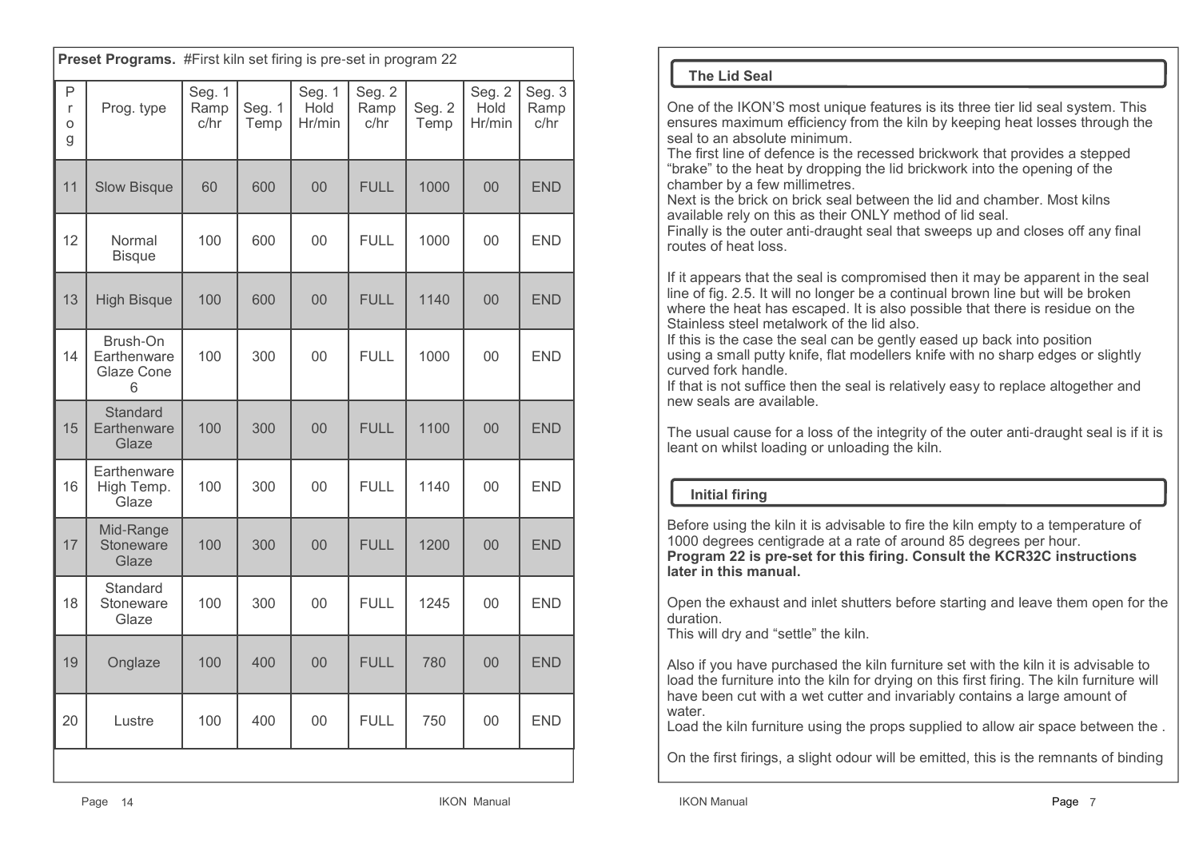**Preset Programs.** #First kiln set firing is pre-set in program 22

| Prog | Prog. type | Seg. 1 Ramp c/hr | Seg. 1 Temp | Seg. 1 Hold Hr/min | Seg. 2 Ramp c/hr | Seg. 2 Temp | Seg. 2 Hold Hr/min | Seg. 3 Ramp c/hr |
|---|---|---|---|---|---|---|---|---|
| 11 | Slow Bisque | 60 | 600 | 00 | FULL | 1000 | 00 | END |
| 12 | Normal Bisque | 100 | 600 | 00 | FULL | 1000 | 00 | END |
| 13 | High Bisque | 100 | 600 | 00 | FULL | 1140 | 00 | END |
| 14 | Brush-On Earthenware Glaze Cone 6 | 100 | 300 | 00 | FULL | 1000 | 00 | END |
| 15 | Standard Earthenware Glaze | 100 | 300 | 00 | FULL | 1100 | 00 | END |
| 16 | Earthenware High Temp. Glaze | 100 | 300 | 00 | FULL | 1140 | 00 | END |
| 17 | Mid-Range Stoneware Glaze | 100 | 300 | 00 | FULL | 1200 | 00 | END |
| 18 | Standard Stoneware Glaze | 100 | 300 | 00 | FULL | 1245 | 00 | END |
| 19 | Onglaze | 100 | 400 | 00 | FULL | 780 | 00 | END |
| 20 | Lustre | 100 | 400 | 00 | FULL | 750 | 00 | END |

## The Lid Seal

One of the IKON'S most unique features is its three tier lid seal system. This ensures maximum efficiency from the kiln by keeping heat losses through the seal to an absolute minimum.
The first line of defence is the recessed brickwork that provides a stepped "brake" to the heat by dropping the lid brickwork into the opening of the chamber by a few millimetres.
Next is the brick on brick seal between the lid and chamber. Most kilns available rely on this as their ONLY method of lid seal.
Finally is the outer anti-draught seal that sweeps up and closes off any final routes of heat loss.

If it appears that the seal is compromised then it may be apparent in the seal line of fig. 2.5. It will no longer be a continual brown line but will be broken where the heat has escaped. It is also possible that there is residue on the Stainless steel metalwork of the lid also.
If this is the case the seal can be gently eased up back into position using a small putty knife, flat modellers knife with no sharp edges or slightly curved fork handle.
If that is not suffice then the seal is relatively easy to replace altogether and new seals are available.

The usual cause for a loss of the integrity of the outer anti-draught seal is if it is leant on whilst loading or unloading the kiln.

## Initial firing

Before using the kiln it is advisable to fire the kiln empty to a temperature of 1000 degrees centigrade at a rate of around 85 degrees per hour.
**Program 22 is pre-set for this firing. Consult the KCR32C instructions later in this manual.**

Open the exhaust and inlet shutters before starting and leave them open for the duration.
This will dry and "settle" the kiln.

Also if you have purchased the kiln furniture set with the kiln it is advisable to load the furniture into the kiln for drying on this first firing. The kiln furniture will have been cut with a wet cutter and invariably contains a large amount of water.
Load the kiln furniture using the props supplied to allow air space between the .

On the first firings, a slight odour will be emitted, this is the remnants of binding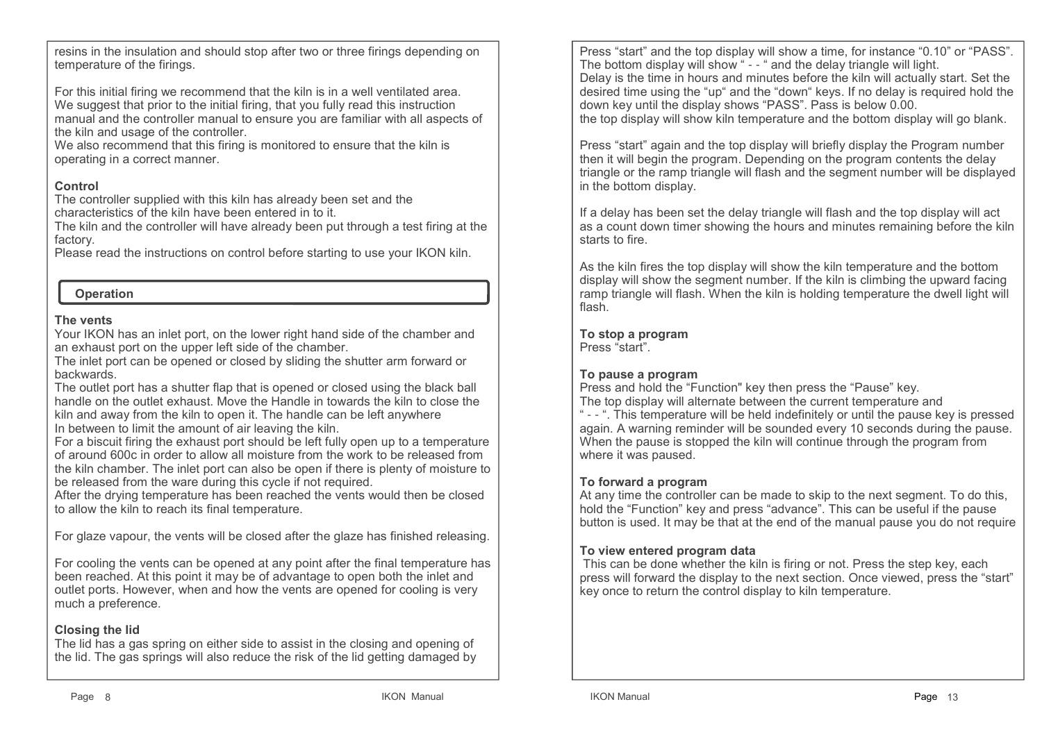resins in the insulation and should stop after two or three firings depending on temperature of the firings.

For this initial firing we recommend that the kiln is in a well ventilated area.
We suggest that prior to the initial firing, that you fully read this instruction manual and the controller manual to ensure you are familiar with all aspects of the kiln and usage of the controller.
We also recommend that this firing is monitored to ensure that the kiln is operating in a correct manner.

**Control**
The controller supplied with this kiln has already been set and the characteristics of the kiln have been entered in to it.
The kiln and the controller will have already been put through a test firing at the factory.
Please read the instructions on control before starting to use your IKON kiln.

## Operation

**The vents**
Your IKON has an inlet port, on the lower right hand side of the chamber and an exhaust port on the upper left side of the chamber.
The inlet port can be opened or closed by sliding the shutter arm forward or backwards.
The outlet port has a shutter flap that is opened or closed using the black ball handle on the outlet exhaust. Move the Handle in towards the kiln to close the kiln and away from the kiln to open it. The handle can be left anywhere
In between to limit the amount of air leaving the kiln.
For a biscuit firing the exhaust port should be left fully open up to a temperature of around 600c in order to allow all moisture from the work to be released from the kiln chamber. The inlet port can also be open if there is plenty of moisture to be released from the ware during this cycle if not required.
After the drying temperature has been reached the vents would then be closed to allow the kiln to reach its final temperature.

For glaze vapour, the vents will be closed after the glaze has finished releasing.

For cooling the vents can be opened at any point after the final temperature has been reached. At this point it may be of advantage to open both the inlet and outlet ports. However, when and how the vents are opened for cooling is very much a preference.

**Closing the lid**
The lid has a gas spring on either side to assist in the closing and opening of the lid. The gas springs will also reduce the risk of the lid getting damaged by

Press “start” and the top display will show a time, for instance “0.10” or “PASS”. The bottom display will show “ - - “ and the delay triangle will light.
Delay is the time in hours and minutes before the kiln will actually start. Set the desired time using the “up“ and the “down“ keys. If no delay is required hold the down key until the display shows “PASS”. Pass is below 0.00.
the top display will show kiln temperature and the bottom display will go blank.

Press “start” again and the top display will briefly display the Program number then it will begin the program. Depending on the program contents the delay triangle or the ramp triangle will flash and the segment number will be displayed in the bottom display.

If a delay has been set the delay triangle will flash and the top display will act as a count down timer showing the hours and minutes remaining before the kiln starts to fire.

As the kiln fires the top display will show the kiln temperature and the bottom display will show the segment number. If the kiln is climbing the upward facing ramp triangle will flash. When the kiln is holding temperature the dwell light will flash.

**To stop a program**
Press “start”.

**To pause a program**
Press and hold the “Function" key then press the “Pause” key.
The top display will alternate between the current temperature and “ - - “. This temperature will be held indefinitely or until the pause key is pressed again. A warning reminder will be sounded every 10 seconds during the pause. When the pause is stopped the kiln will continue through the program from where it was paused.

**To forward a program**
At any time the controller can be made to skip to the next segment. To do this, hold the “Function” key and press “advance”. This can be useful if the pause button is used. It may be that at the end of the manual pause you do not require

**To view entered program data**
This can be done whether the kiln is firing or not. Press the step key, each press will forward the display to the next section. Once viewed, press the “start” key once to return the control display to kiln temperature.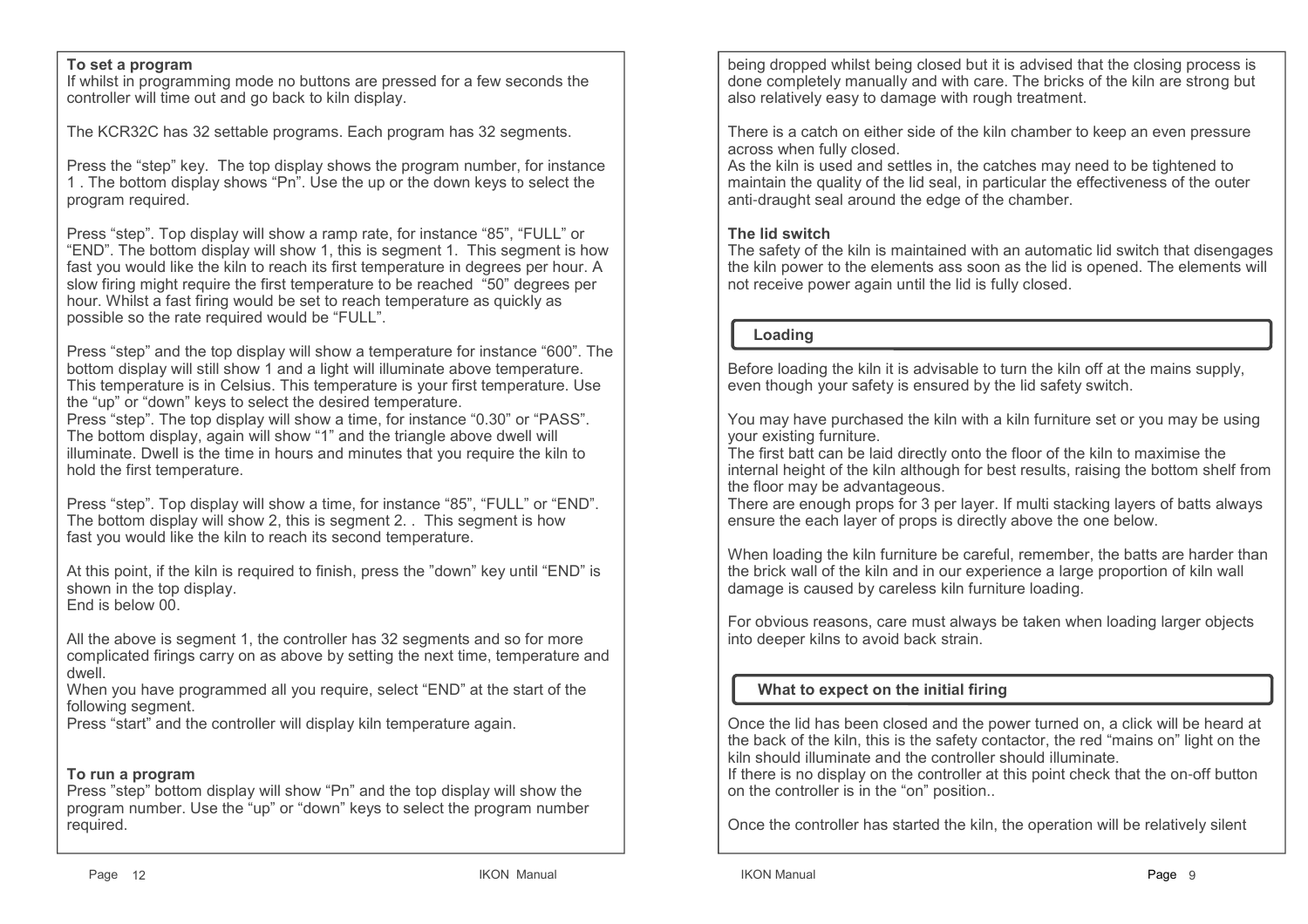**To set a program**

If whilst in programming mode no buttons are pressed for a few seconds the controller will time out and go back to kiln display.

The KCR32C has 32 settable programs. Each program has 32 segments.

Press the “step” key. The top display shows the program number, for instance 1 . The bottom display shows “Pn”. Use the up or the down keys to select the program required.

Press “step”. Top display will show a ramp rate, for instance “85”, “FULL” or “END”. The bottom display will show 1, this is segment 1. This segment is how fast you would like the kiln to reach its first temperature in degrees per hour. A slow firing might require the first temperature to be reached “50” degrees per hour. Whilst a fast firing would be set to reach temperature as quickly as possible so the rate required would be “FULL”.

Press “step” and the top display will show a temperature for instance “600”. The bottom display will still show 1 and a light will illuminate above temperature. This temperature is in Celsius. This temperature is your first temperature. Use the “up” or “down” keys to select the desired temperature.
Press “step”. The top display will show a time, for instance “0.30” or “PASS”. The bottom display, again will show “1” and the triangle above dwell will illuminate. Dwell is the time in hours and minutes that you require the kiln to hold the first temperature.

Press “step”. Top display will show a time, for instance “85”, “FULL” or “END”. The bottom display will show 2, this is segment 2. . This segment is how fast you would like the kiln to reach its second temperature.

At this point, if the kiln is required to finish, press the ”down” key until “END” is shown in the top display.
End is below 00.

All the above is segment 1, the controller has 32 segments and so for more complicated firings carry on as above by setting the next time, temperature and dwell.
When you have programmed all you require, select “END” at the start of the following segment.
Press “start” and the controller will display kiln temperature again.

**To run a program**

Press ”step” bottom display will show “Pn” and the top display will show the program number. Use the “up” or “down” keys to select the program number required.

being dropped whilst being closed but it is advised that the closing process is done completely manually and with care. The bricks of the kiln are strong but also relatively easy to damage with rough treatment.

There is a catch on either side of the kiln chamber to keep an even pressure across when fully closed.
As the kiln is used and settles in, the catches may need to be tightened to maintain the quality of the lid seal, in particular the effectiveness of the outer anti-draught seal around the edge of the chamber.

**The lid switch**

The safety of the kiln is maintained with an automatic lid switch that disengages the kiln power to the elements ass soon as the lid is opened. The elements will not receive power again until the lid is fully closed.

## Loading

Before loading the kiln it is advisable to turn the kiln off at the mains supply, even though your safety is ensured by the lid safety switch.

You may have purchased the kiln with a kiln furniture set or you may be using your existing furniture.
The first batt can be laid directly onto the floor of the kiln to maximise the internal height of the kiln although for best results, raising the bottom shelf from the floor may be advantageous.
There are enough props for 3 per layer. If multi stacking layers of batts always ensure the each layer of props is directly above the one below.

When loading the kiln furniture be careful, remember, the batts are harder than the brick wall of the kiln and in our experience a large proportion of kiln wall damage is caused by careless kiln furniture loading.

For obvious reasons, care must always be taken when loading larger objects into deeper kilns to avoid back strain.

## What to expect on the initial firing

Once the lid has been closed and the power turned on, a click will be heard at the back of the kiln, this is the safety contactor, the red “mains on” light on the kiln should illuminate and the controller should illuminate.
If there is no display on the controller at this point check that the on-off button on the controller is in the “on” position..

Once the controller has started the kiln, the operation will be relatively silent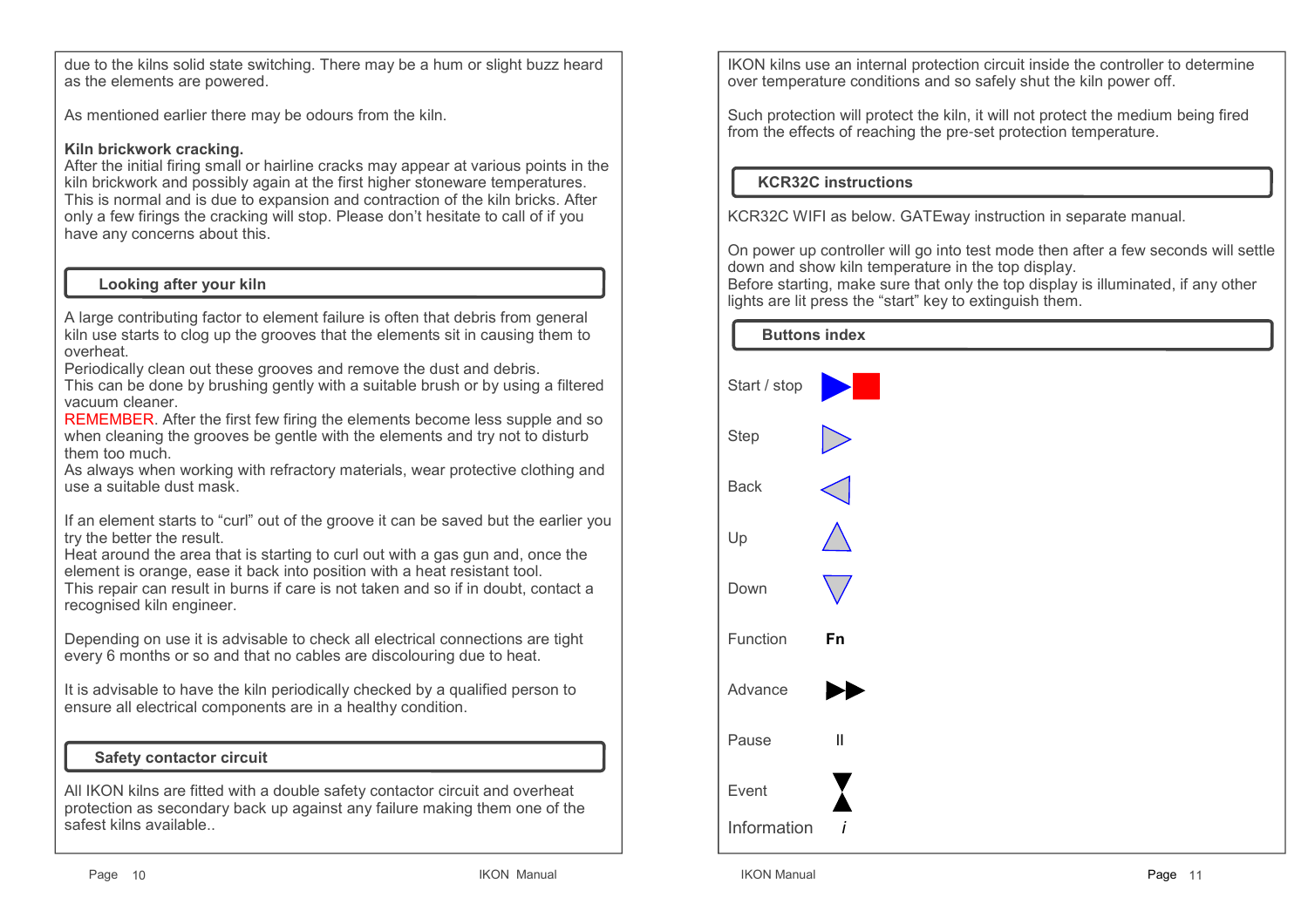due to the kilns solid state switching. There may be a hum or slight buzz heard as the elements are powered.

As mentioned earlier there may be odours from the kiln.

**Kiln brickwork cracking.**
After the initial firing small or hairline cracks may appear at various points in the kiln brickwork and possibly again at the first higher stoneware temperatures. This is normal and is due to expansion and contraction of the kiln bricks. After only a few firings the cracking will stop. Please don't hesitate to call of if you have any concerns about this.

## Looking after your kiln

A large contributing factor to element failure is often that debris from general kiln use starts to clog up the grooves that the elements sit in causing them to overheat.
Periodically clean out these grooves and remove the dust and debris.
This can be done by brushing gently with a suitable brush or by using a filtered vacuum cleaner.
REMEMBER. After the first few firing the elements become less supple and so when cleaning the grooves be gentle with the elements and try not to disturb them too much.
As always when working with refractory materials, wear protective clothing and use a suitable dust mask.

If an element starts to "curl" out of the groove it can be saved but the earlier you try the better the result.
Heat around the area that is starting to curl out with a gas gun and, once the element is orange, ease it back into position with a heat resistant tool.
This repair can result in burns if care is not taken and so if in doubt, contact a recognised kiln engineer.

Depending on use it is advisable to check all electrical connections are tight every 6 months or so and that no cables are discolouring due to heat.

It is advisable to have the kiln periodically checked by a qualified person to ensure all electrical components are in a healthy condition.

## Safety contactor circuit

All IKON kilns are fitted with a double safety contactor circuit and overheat protection as secondary back up against any failure making them one of the safest kilns available..

IKON kilns use an internal protection circuit inside the controller to determine over temperature conditions and so safely shut the kiln power off.

Such protection will protect the kiln, it will not protect the medium being fired from the effects of reaching the pre-set protection temperature.

## KCR32C instructions

KCR32C WIFI as below. GATEway instruction in separate manual.

On power up controller will go into test mode then after a few seconds will settle down and show kiln temperature in the top display.
Before starting, make sure that only the top display is illuminated, if any other lights are lit press the "start" key to extinguish them.

## Buttons index

| | |
|---|---|
| Start / stop | ▶■ |
| Step | ▷ |
| Back | ◁ |
| Up | △ |
| Down | ▽ |
| Function | **Fn** |
| Advance | ▶▶ |
| Pause | II |
| Event | ⧗ |
| Information | *i* |